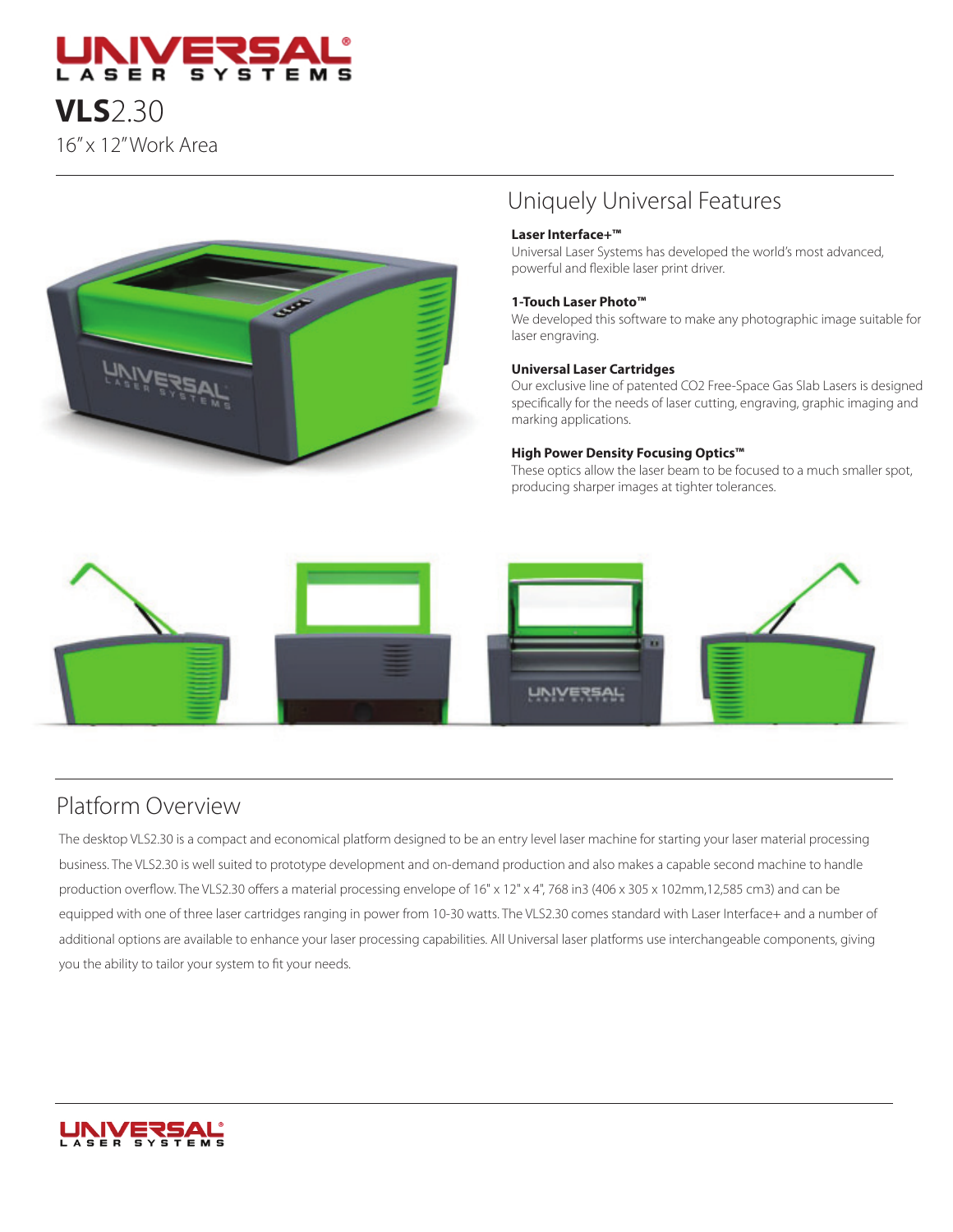# VLS2.30

16" x 12" Work Area

## Uniquely Universal Features

**Laser Interface+™**
Universal Laser Systems has developed the world's most advanced, powerful and flexible laser print driver.

**1-Touch Laser Photo™**
We developed this software to make any photographic image suitable for laser engraving.

**Universal Laser Cartridges**
Our exclusive line of patented CO2 Free-Space Gas Slab Lasers is designed specifically for the needs of laser cutting, engraving, graphic imaging and marking applications.

**High Power Density Focusing Optics™**
These optics allow the laser beam to be focused to a much smaller spot, producing sharper images at tighter tolerances.

## Platform Overview

The desktop VLS2.30 is a compact and economical platform designed to be an entry level laser machine for starting your laser material processing business. The VLS2.30 is well suited to prototype development and on-demand production and also makes a capable second machine to handle production overflow. The VLS2.30 offers a material processing envelope of 16" x 12" x 4", 768 in3 (406 x 305 x 102mm,12,585 cm3) and can be equipped with one of three laser cartridges ranging in power from 10-30 watts. The VLS2.30 comes standard with Laser Interface+ and a number of additional options are available to enhance your laser processing capabilities. All Universal laser platforms use interchangeable components, giving you the ability to tailor your system to fit your needs.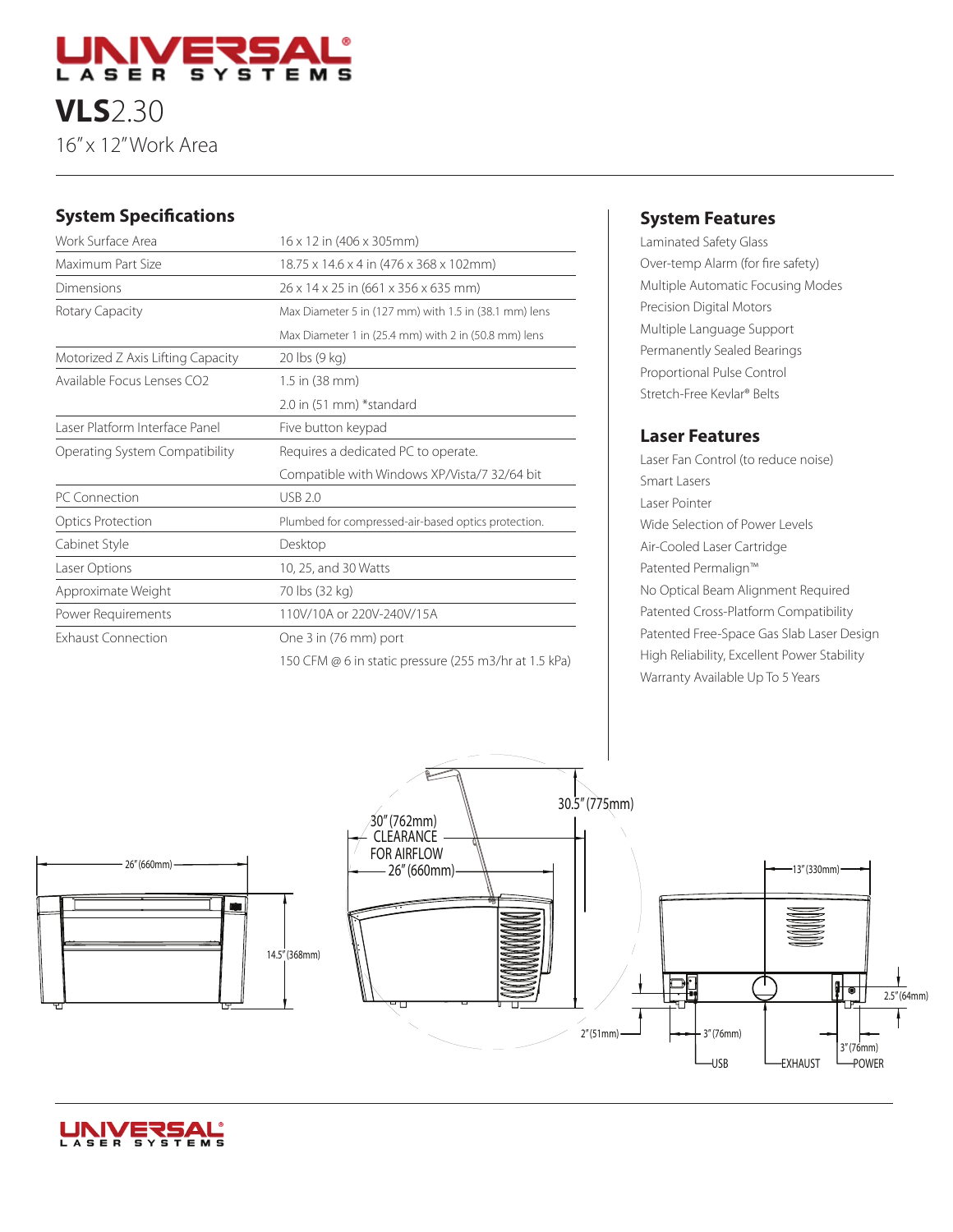# UNIVERSAL LASER SYSTEMS

# **VLS**2.30

16" x 12" Work Area

## System Specifications

| | |
|---|---|
| Work Surface Area | 16 x 12 in (406 x 305mm) |
| Maximum Part Size | 18.75 x 14.6 x 4 in (476 x 368 x 102mm) |
| Dimensions | 26 x 14 x 25 in (661 x 356 x 635 mm) |
| Rotary Capacity | Max Diameter 5 in (127 mm) with 1.5 in (38.1 mm) lens<br>Max Diameter 1 in (25.4 mm) with 2 in (50.8 mm) lens |
| Motorized Z Axis Lifting Capacity | 20 lbs (9 kg) |
| Available Focus Lenses CO2 | 1.5 in (38 mm)<br>2.0 in (51 mm) *standard |
| Laser Platform Interface Panel | Five button keypad |
| Operating System Compatibility | Requires a dedicated PC to operate.<br>Compatible with Windows XP/Vista/7 32/64 bit |
| PC Connection | USB 2.0 |
| Optics Protection | Plumbed for compressed-air-based optics protection. |
| Cabinet Style | Desktop |
| Laser Options | 10, 25, and 30 Watts |
| Approximate Weight | 70 lbs (32 kg) |
| Power Requirements | 110V/10A or 220V-240V/15A |
| Exhaust Connection | One 3 in (76 mm) port<br>150 CFM @ 6 in static pressure (255 m3/hr at 1.5 kPa) |

## System Features

Laminated Safety Glass
Over-temp Alarm (for fire safety)
Multiple Automatic Focusing Modes
Precision Digital Motors
Multiple Language Support
Permanently Sealed Bearings
Proportional Pulse Control
Stretch-Free Kevlar® Belts

## Laser Features

Laser Fan Control (to reduce noise)
Smart Lasers
Laser Pointer
Wide Selection of Power Levels
Air-Cooled Laser Cartridge
Patented Permalign™
No Optical Beam Alignment Required
Patented Cross-Platform Compatibility
Patented Free-Space Gas Slab Laser Design
High Reliability, Excellent Power Stability
Warranty Available Up To 5 Years

26" (660mm)
14.5" (368mm)
30" (762mm) CLEARANCE FOR AIRFLOW
26" (660mm)
30.5" (775mm)
2" (51mm)
13" (330mm)
3" (76mm)
USB
EXHAUST
2.5" (64mm)
3" (76mm)
POWER